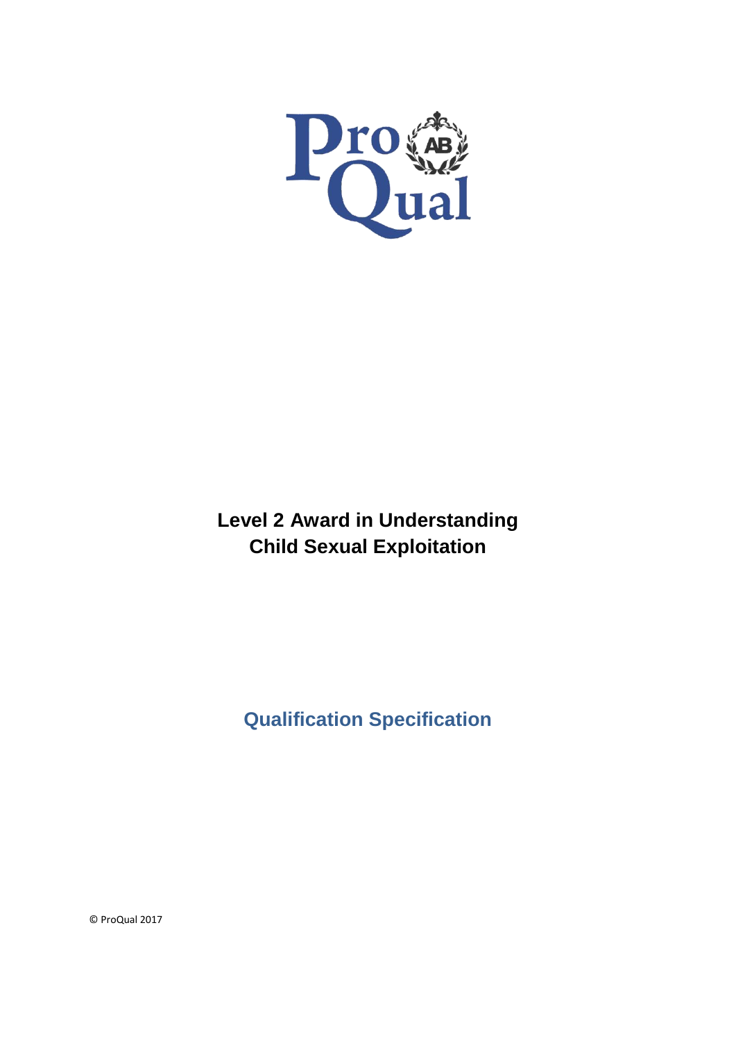# Level 2 Award in Understanding Child Sexual Exploitation

## Qualification Specification

© ProQual 2017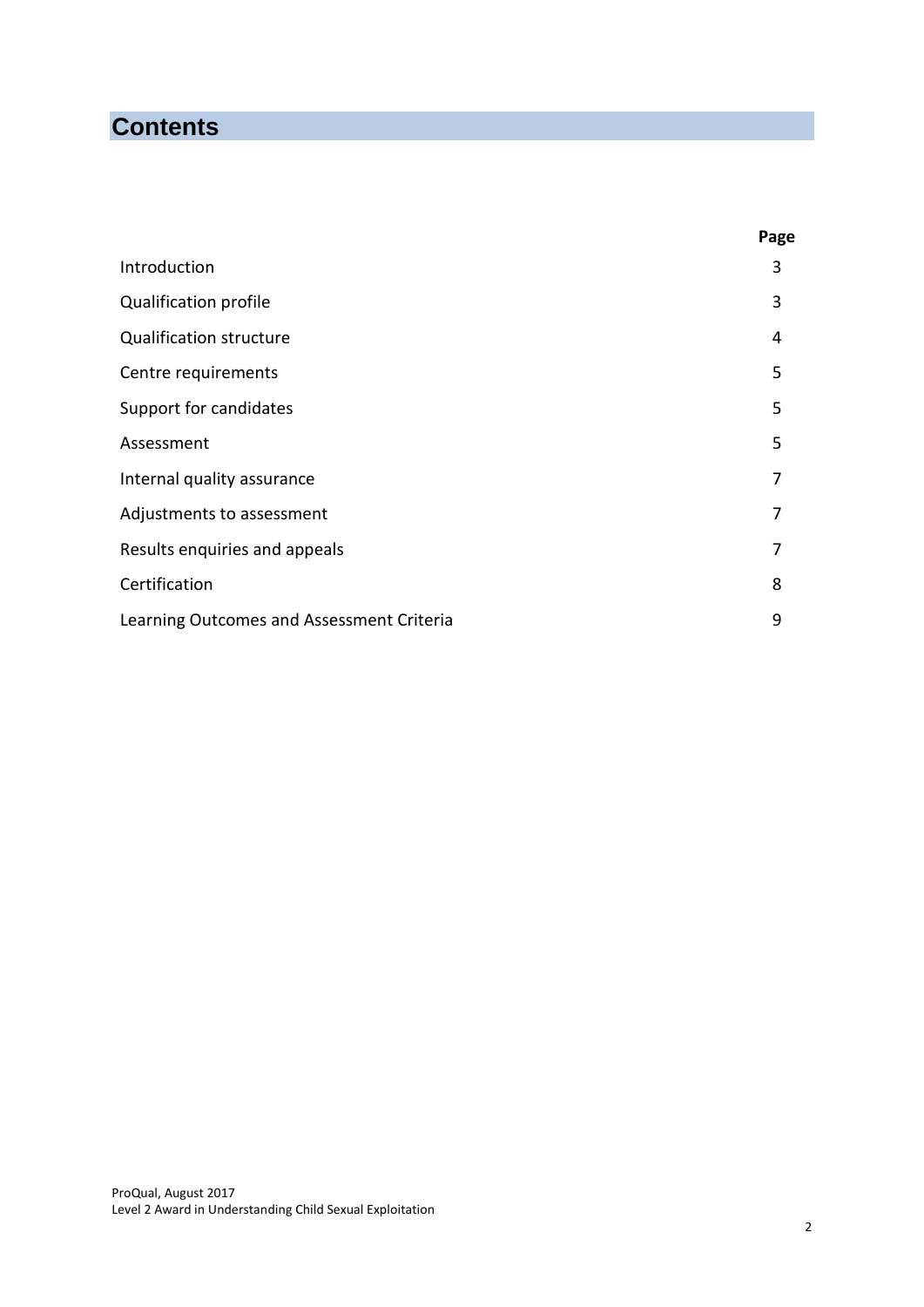# Contents

| | Page |
|---|---|
| Introduction | 3 |
| Qualification profile | 3 |
| Qualification structure | 4 |
| Centre requirements | 5 |
| Support for candidates | 5 |
| Assessment | 5 |
| Internal quality assurance | 7 |
| Adjustments to assessment | 7 |
| Results enquiries and appeals | 7 |
| Certification | 8 |
| Learning Outcomes and Assessment Criteria | 9 |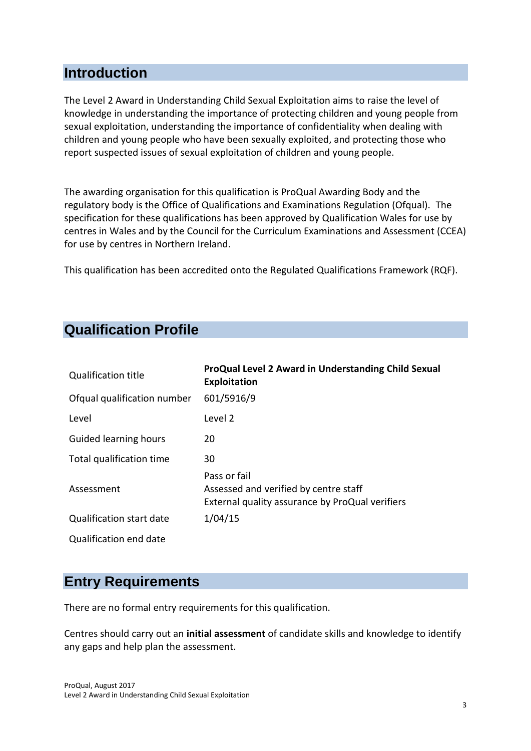## Introduction

The Level 2 Award in Understanding Child Sexual Exploitation aims to raise the level of knowledge in understanding the importance of protecting children and young people from sexual exploitation, understanding the importance of confidentiality when dealing with children and young people who have been sexually exploited, and protecting those who report suspected issues of sexual exploitation of children and young people.

The awarding organisation for this qualification is ProQual Awarding Body and the regulatory body is the Office of Qualifications and Examinations Regulation (Ofqual). The specification for these qualifications has been approved by Qualification Wales for use by centres in Wales and by the Council for the Curriculum Examinations and Assessment (CCEA) for use by centres in Northern Ireland.

This qualification has been accredited onto the Regulated Qualifications Framework (RQF).

## Qualification Profile

| | |
|---|---|
| Qualification title | **ProQual Level 2 Award in Understanding Child Sexual Exploitation** |
| Ofqual qualification number | 601/5916/9 |
| Level | Level 2 |
| Guided learning hours | 20 |
| Total qualification time | 30 |
| Assessment | Pass or fail<br>Assessed and verified by centre staff<br>External quality assurance by ProQual verifiers |
| Qualification start date | 1/04/15 |
| Qualification end date | |

## Entry Requirements

There are no formal entry requirements for this qualification.

Centres should carry out an **initial assessment** of candidate skills and knowledge to identify any gaps and help plan the assessment.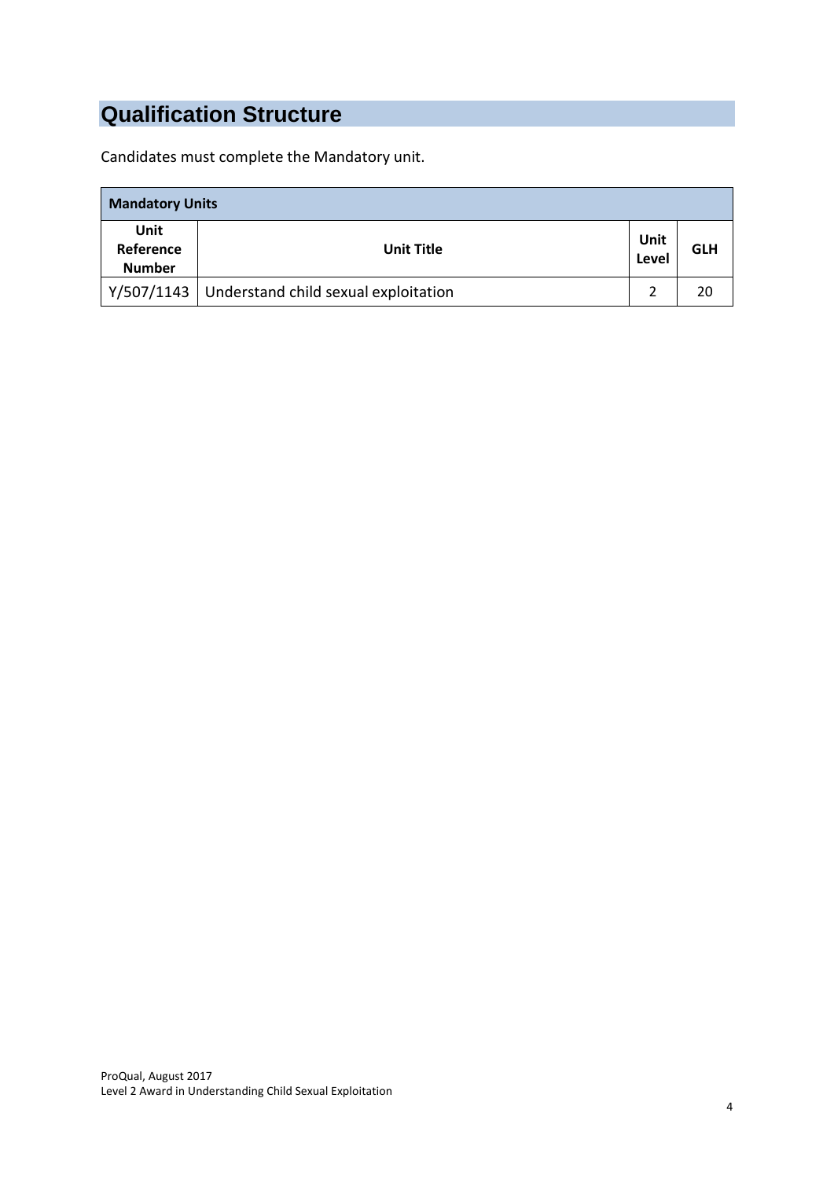# Qualification Structure

Candidates must complete the Mandatory unit.

| Mandatory Units | | | |
|---|---|---|---|
| **Unit Reference Number** | **Unit Title** | **Unit Level** | **GLH** |
| Y/507/1143 | Understand child sexual exploitation | 2 | 20 |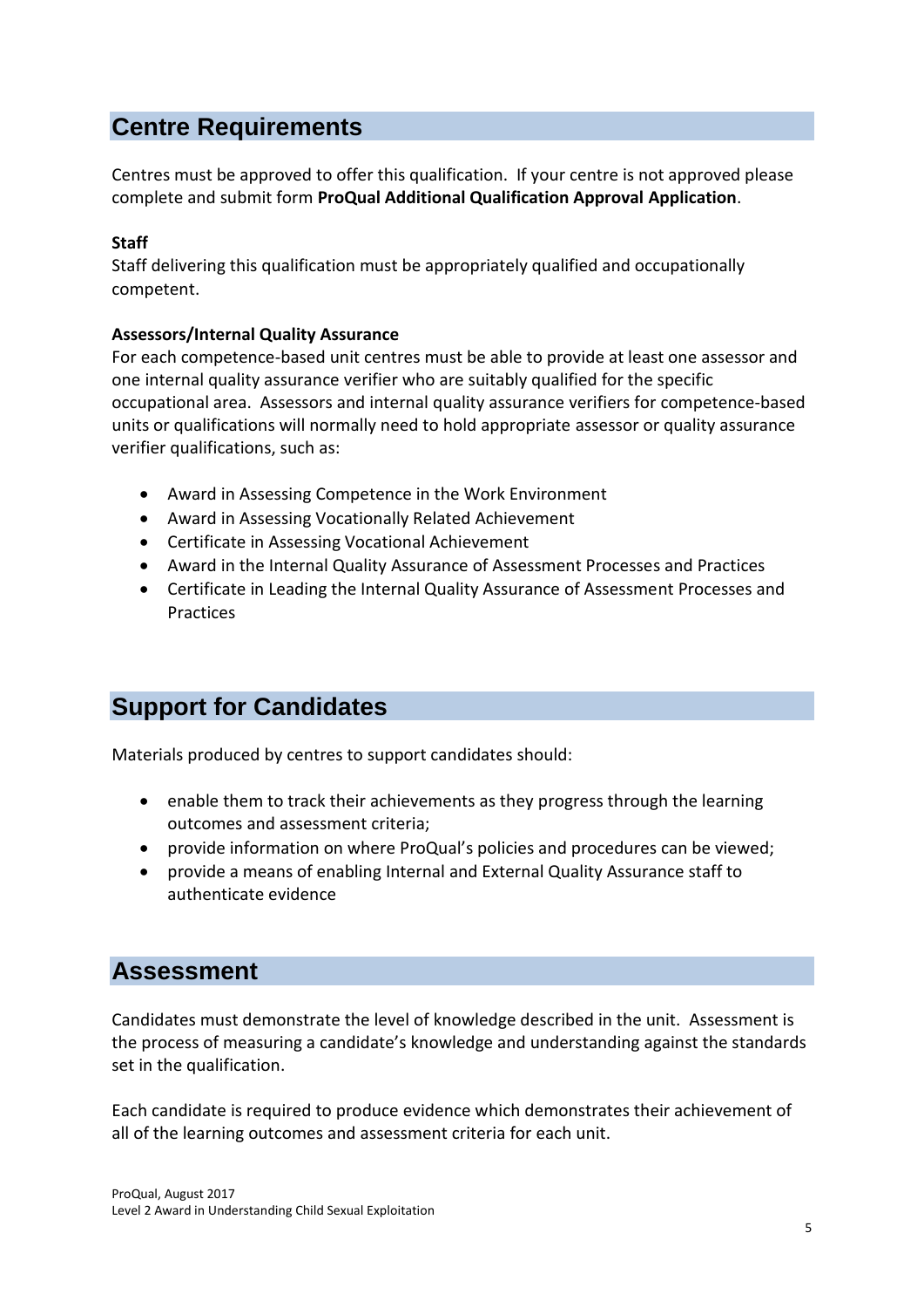## Centre Requirements

Centres must be approved to offer this qualification. If your centre is not approved please complete and submit form **ProQual Additional Qualification Approval Application**.

**Staff**

Staff delivering this qualification must be appropriately qualified and occupationally competent.

**Assessors/Internal Quality Assurance**

For each competence-based unit centres must be able to provide at least one assessor and one internal quality assurance verifier who are suitably qualified for the specific occupational area. Assessors and internal quality assurance verifiers for competence-based units or qualifications will normally need to hold appropriate assessor or quality assurance verifier qualifications, such as:

- Award in Assessing Competence in the Work Environment
- Award in Assessing Vocationally Related Achievement
- Certificate in Assessing Vocational Achievement
- Award in the Internal Quality Assurance of Assessment Processes and Practices
- Certificate in Leading the Internal Quality Assurance of Assessment Processes and Practices

## Support for Candidates

Materials produced by centres to support candidates should:

- enable them to track their achievements as they progress through the learning outcomes and assessment criteria;
- provide information on where ProQual's policies and procedures can be viewed;
- provide a means of enabling Internal and External Quality Assurance staff to authenticate evidence

## Assessment

Candidates must demonstrate the level of knowledge described in the unit. Assessment is the process of measuring a candidate's knowledge and understanding against the standards set in the qualification.

Each candidate is required to produce evidence which demonstrates their achievement of all of the learning outcomes and assessment criteria for each unit.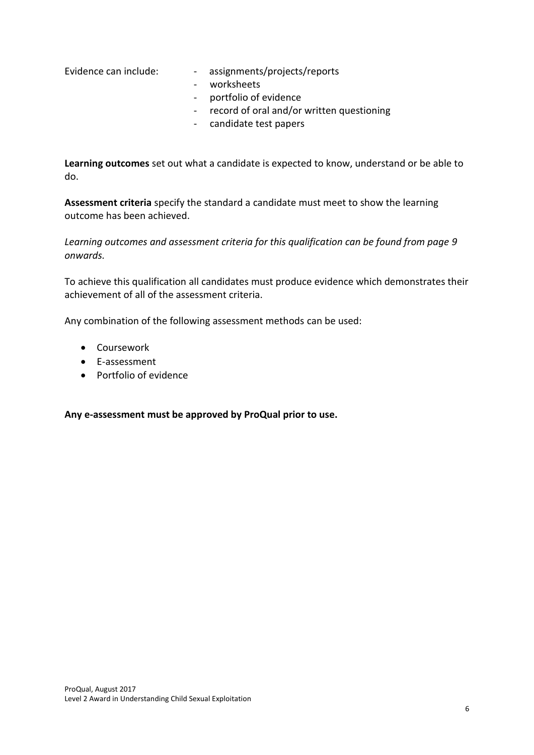Evidence can include:

- assignments/projects/reports
- worksheets
- portfolio of evidence
- record of oral and/or written questioning
- candidate test papers

**Learning outcomes** set out what a candidate is expected to know, understand or be able to do.

**Assessment criteria** specify the standard a candidate must meet to show the learning outcome has been achieved.

*Learning outcomes and assessment criteria for this qualification can be found from page 9 onwards.*

To achieve this qualification all candidates must produce evidence which demonstrates their achievement of all of the assessment criteria.

Any combination of the following assessment methods can be used:

- Coursework
- E-assessment
- Portfolio of evidence

**Any e-assessment must be approved by ProQual prior to use.**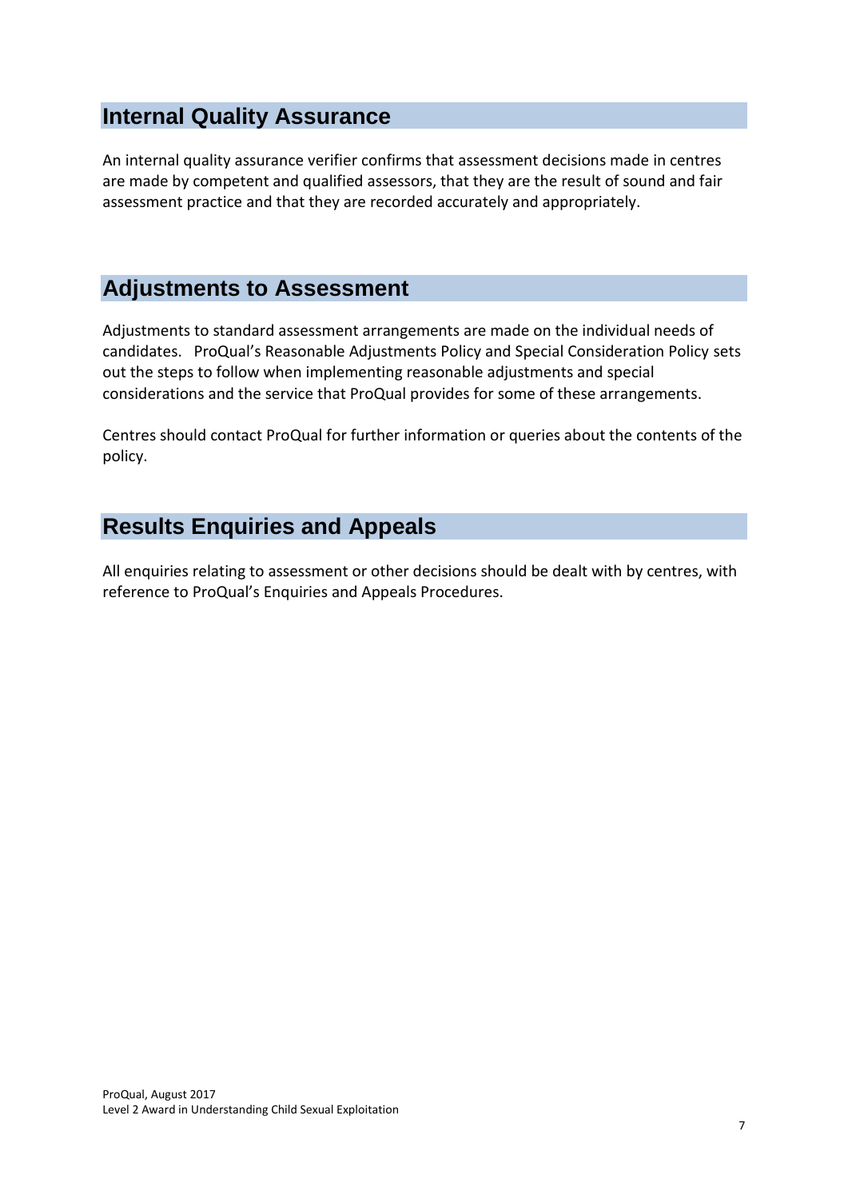## Internal Quality Assurance

An internal quality assurance verifier confirms that assessment decisions made in centres are made by competent and qualified assessors, that they are the result of sound and fair assessment practice and that they are recorded accurately and appropriately.

## Adjustments to Assessment

Adjustments to standard assessment arrangements are made on the individual needs of candidates. ProQual's Reasonable Adjustments Policy and Special Consideration Policy sets out the steps to follow when implementing reasonable adjustments and special considerations and the service that ProQual provides for some of these arrangements.

Centres should contact ProQual for further information or queries about the contents of the policy.

## Results Enquiries and Appeals

All enquiries relating to assessment or other decisions should be dealt with by centres, with reference to ProQual's Enquiries and Appeals Procedures.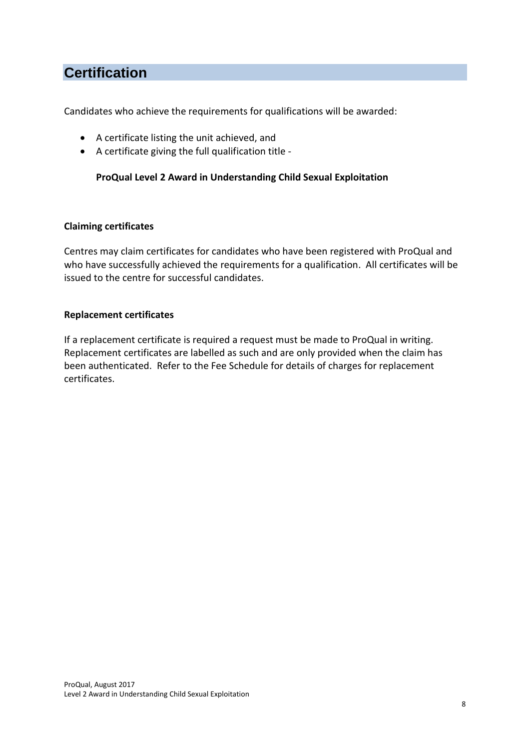# Certification

Candidates who achieve the requirements for qualifications will be awarded:

- A certificate listing the unit achieved, and
- A certificate giving the full qualification title -

  **ProQual Level 2 Award in Understanding Child Sexual Exploitation**

**Claiming certificates**

Centres may claim certificates for candidates who have been registered with ProQual and who have successfully achieved the requirements for a qualification. All certificates will be issued to the centre for successful candidates.

**Replacement certificates**

If a replacement certificate is required a request must be made to ProQual in writing. Replacement certificates are labelled as such and are only provided when the claim has been authenticated. Refer to the Fee Schedule for details of charges for replacement certificates.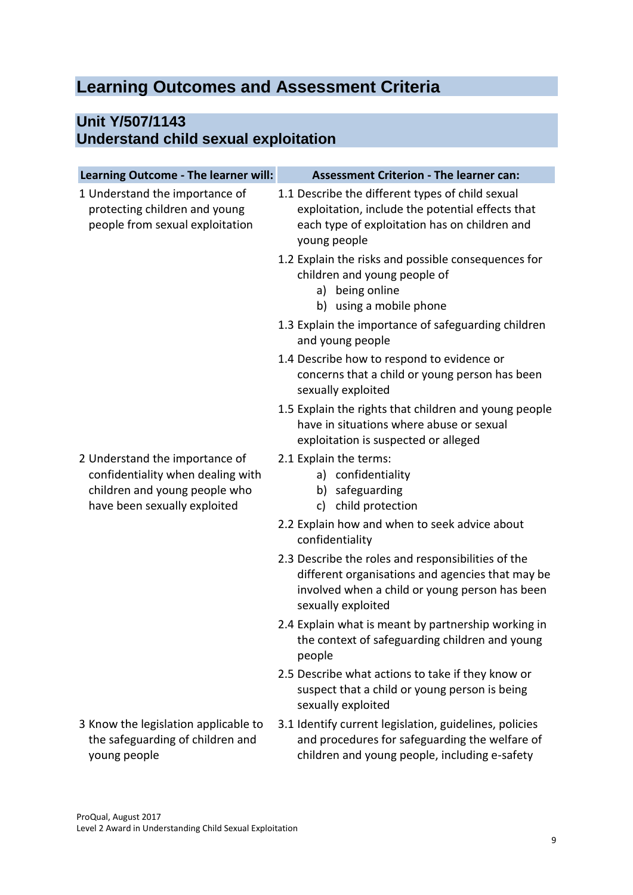# Learning Outcomes and Assessment Criteria

## Unit Y/507/1143
## Understand child sexual exploitation

| Learning Outcome - The learner will: | Assessment Criterion - The learner can: |
|---|---|
| 1 Understand the importance of protecting children and young people from sexual exploitation | 1.1 Describe the different types of child sexual exploitation, include the potential effects that each type of exploitation has on children and young people |
| | 1.2 Explain the risks and possible consequences for children and young people of<br>a) being online<br>b) using a mobile phone |
| | 1.3 Explain the importance of safeguarding children and young people |
| | 1.4 Describe how to respond to evidence or concerns that a child or young person has been sexually exploited |
| | 1.5 Explain the rights that children and young people have in situations where abuse or sexual exploitation is suspected or alleged |
| 2 Understand the importance of confidentiality when dealing with children and young people who have been sexually exploited | 2.1 Explain the terms:<br>a) confidentiality<br>b) safeguarding<br>c) child protection |
| | 2.2 Explain how and when to seek advice about confidentiality |
| | 2.3 Describe the roles and responsibilities of the different organisations and agencies that may be involved when a child or young person has been sexually exploited |
| | 2.4 Explain what is meant by partnership working in the context of safeguarding children and young people |
| | 2.5 Describe what actions to take if they know or suspect that a child or young person is being sexually exploited |
| 3 Know the legislation applicable to the safeguarding of children and young people | 3.1 Identify current legislation, guidelines, policies and procedures for safeguarding the welfare of children and young people, including e-safety |

ProQual, August 2017
Level 2 Award in Understanding Child Sexual Exploitation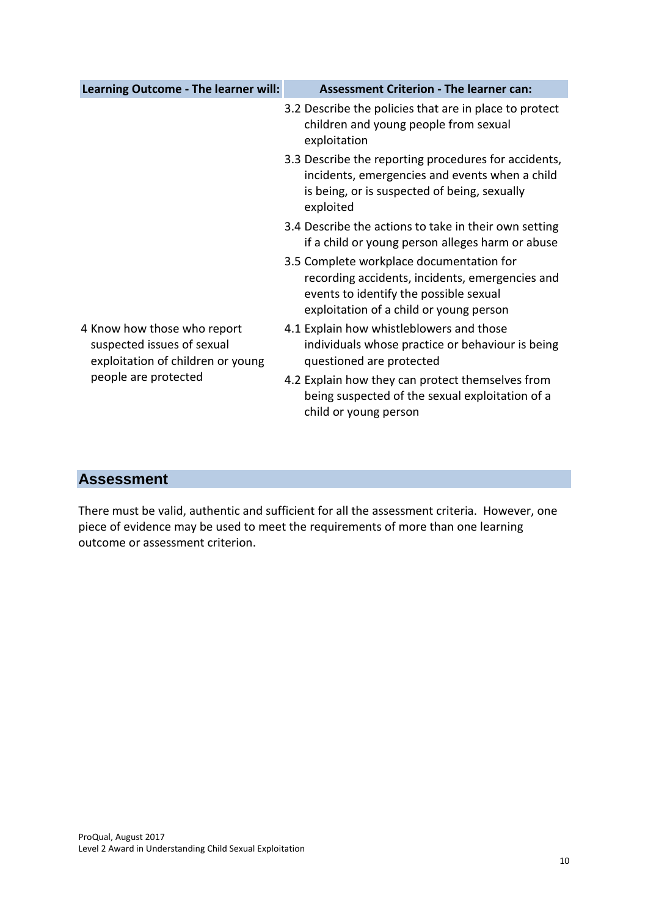| Learning Outcome - The learner will: | Assessment Criterion - The learner can: |
|---|---|
| | 3.2 Describe the policies that are in place to protect children and young people from sexual exploitation |
| | 3.3 Describe the reporting procedures for accidents, incidents, emergencies and events when a child is being, or is suspected of being, sexually exploited |
| | 3.4 Describe the actions to take in their own setting if a child or young person alleges harm or abuse |
| | 3.5 Complete workplace documentation for recording accidents, incidents, emergencies and events to identify the possible sexual exploitation of a child or young person |
| 4 Know how those who report suspected issues of sexual exploitation of children or young people are protected | 4.1 Explain how whistleblowers and those individuals whose practice or behaviour is being questioned are protected |
| | 4.2 Explain how they can protect themselves from being suspected of the sexual exploitation of a child or young person |

## Assessment

There must be valid, authentic and sufficient for all the assessment criteria. However, one piece of evidence may be used to meet the requirements of more than one learning outcome or assessment criterion.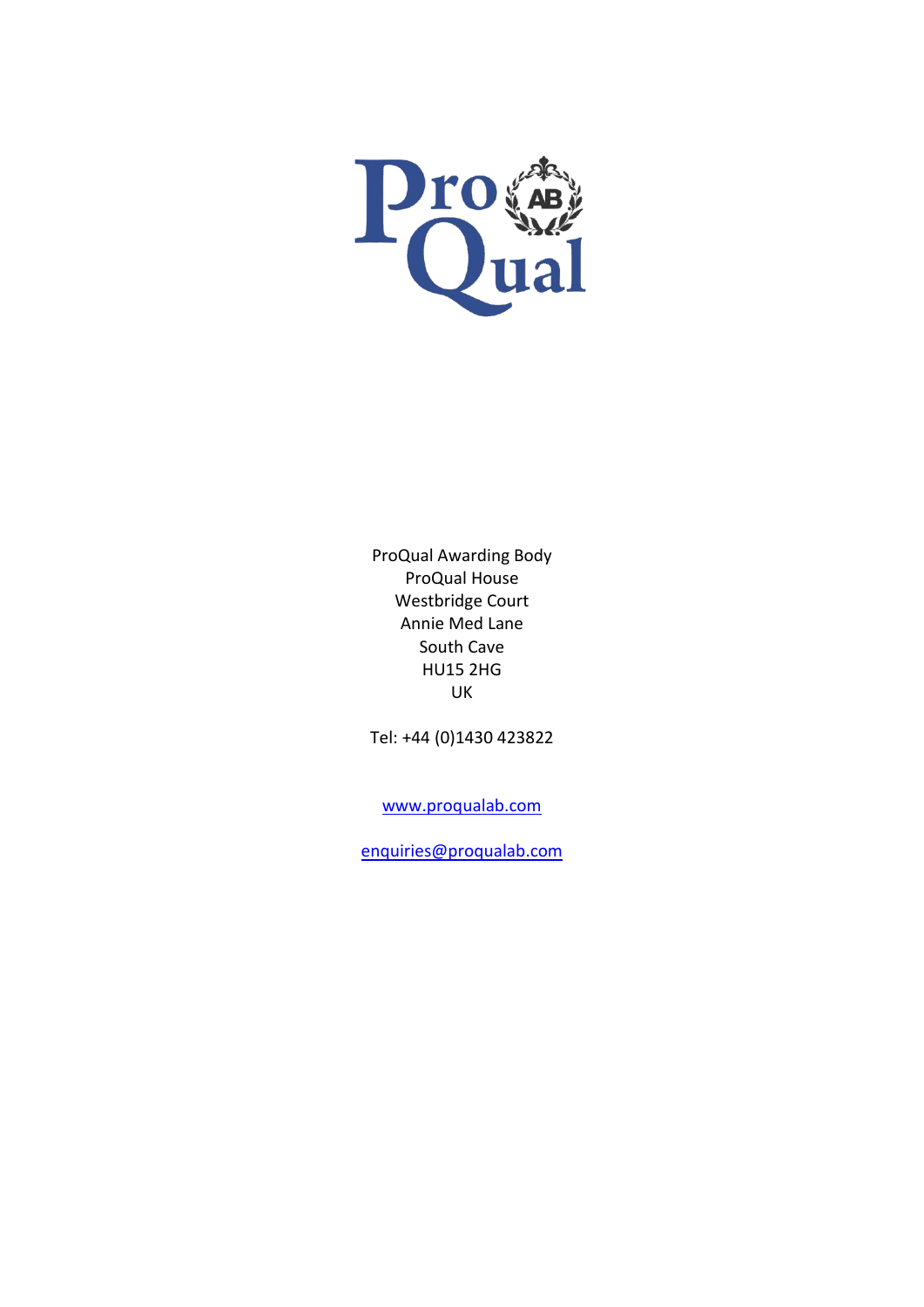ProQual Awarding Body
ProQual House
Westbridge Court
Annie Med Lane
South Cave
HU15 2HG
UK

Tel: +44 (0)1430 423822

www.proqualab.com

enquiries@proqualab.com